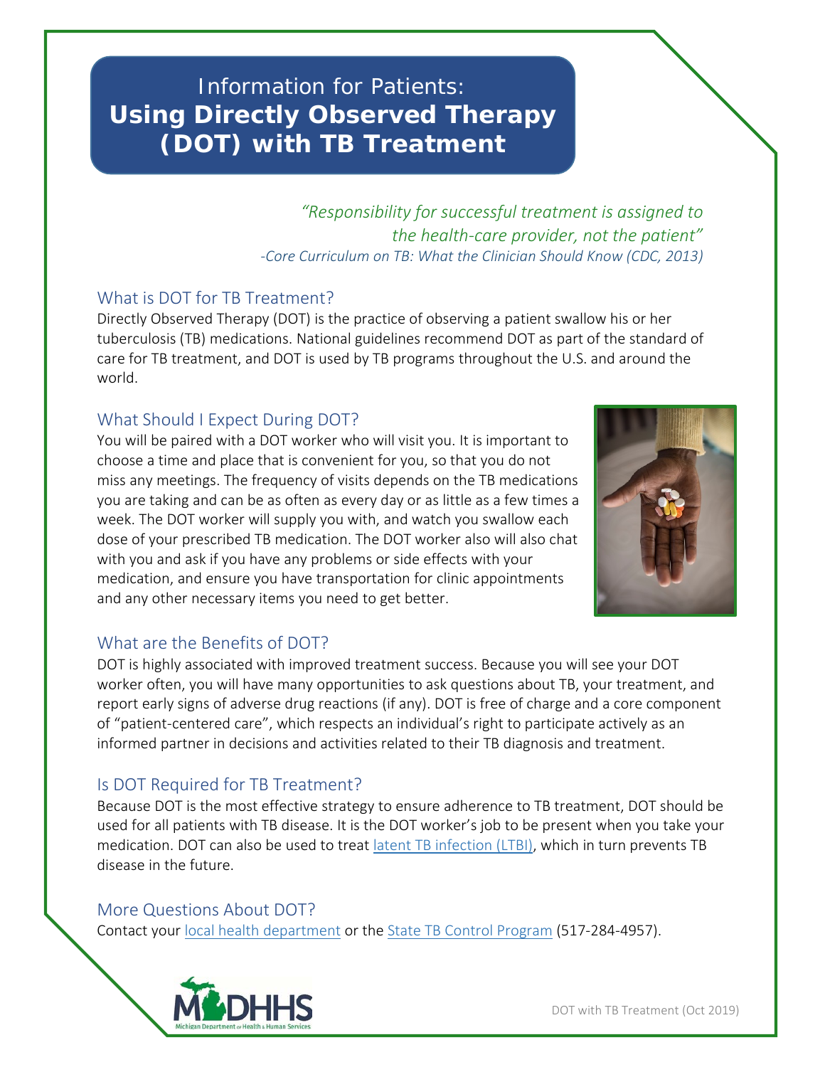# Information for Patients: **Using Directly Observed Therapy (DOT) with TB Treatment**

*"Responsibility for successful treatment is assigned to the health-care provider, not the patient"*
*-Core Curriculum on TB: What the Clinician Should Know (CDC, 2013)*

## What is DOT for TB Treatment?

Directly Observed Therapy (DOT) is the practice of observing a patient swallow his or her tuberculosis (TB) medications. National guidelines recommend DOT as part of the standard of care for TB treatment, and DOT is used by TB programs throughout the U.S. and around the world.

## What Should I Expect During DOT?

You will be paired with a DOT worker who will visit you. It is important to choose a time and place that is convenient for you, so that you do not miss any meetings. The frequency of visits depends on the TB medications you are taking and can be as often as every day or as little as a few times a week. The DOT worker will supply you with, and watch you swallow each dose of your prescribed TB medication. The DOT worker also will also chat with you and ask if you have any problems or side effects with your medication, and ensure you have transportation for clinic appointments and any other necessary items you need to get better.

## What are the Benefits of DOT?

DOT is highly associated with improved treatment success. Because you will see your DOT worker often, you will have many opportunities to ask questions about TB, your treatment, and report early signs of adverse drug reactions (if any). DOT is free of charge and a core component of "patient-centered care", which respects an individual's right to participate actively as an informed partner in decisions and activities related to their TB diagnosis and treatment.

## Is DOT Required for TB Treatment?

Because DOT is the most effective strategy to ensure adherence to TB treatment, DOT should be used for all patients with TB disease. It is the DOT worker's job to be present when you take your medication. DOT can also be used to treat latent TB infection (LTBI), which in turn prevents TB disease in the future.

## More Questions About DOT?

Contact your local health department or the State TB Control Program (517-284-4957).

MDHHS
Michigan Department of Health & Human Services

DOT with TB Treatment (Oct 2019)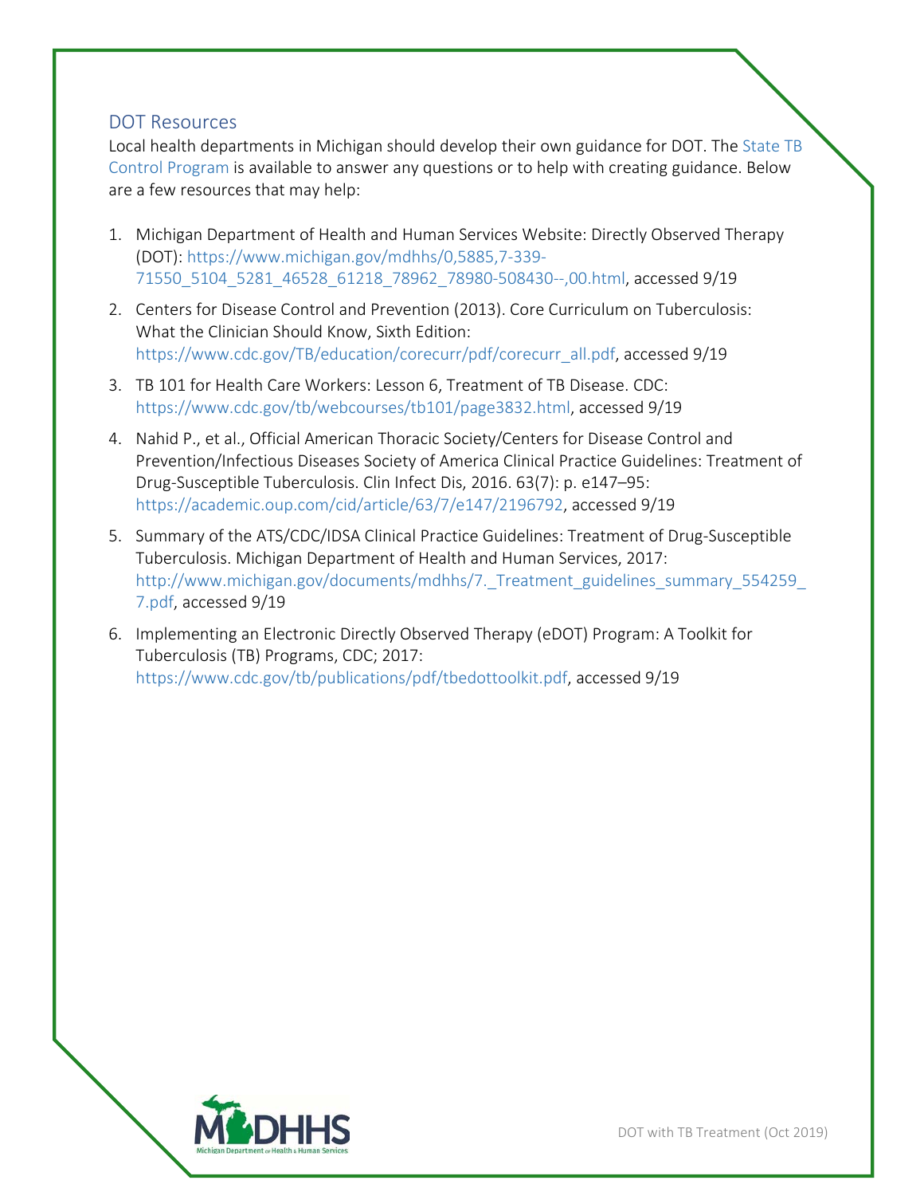## DOT Resources

Local health departments in Michigan should develop their own guidance for DOT. The State TB Control Program is available to answer any questions or to help with creating guidance. Below are a few resources that may help:

1. Michigan Department of Health and Human Services Website: Directly Observed Therapy (DOT): https://www.michigan.gov/mdhhs/0,5885,7-339-71550_5104_5281_46528_61218_78962_78980-508430--,00.html, accessed 9/19
2. Centers for Disease Control and Prevention (2013). Core Curriculum on Tuberculosis: What the Clinician Should Know, Sixth Edition: https://www.cdc.gov/TB/education/corecurr/pdf/corecurr_all.pdf, accessed 9/19
3. TB 101 for Health Care Workers: Lesson 6, Treatment of TB Disease. CDC: https://www.cdc.gov/tb/webcourses/tb101/page3832.html, accessed 9/19
4. Nahid P., et al., Official American Thoracic Society/Centers for Disease Control and Prevention/Infectious Diseases Society of America Clinical Practice Guidelines: Treatment of Drug-Susceptible Tuberculosis. Clin Infect Dis, 2016. 63(7): p. e147–95: https://academic.oup.com/cid/article/63/7/e147/2196792, accessed 9/19
5. Summary of the ATS/CDC/IDSA Clinical Practice Guidelines: Treatment of Drug-Susceptible Tuberculosis. Michigan Department of Health and Human Services, 2017: http://www.michigan.gov/documents/mdhhs/7._Treatment_guidelines_summary_554259_7.pdf, accessed 9/19
6. Implementing an Electronic Directly Observed Therapy (eDOT) Program: A Toolkit for Tuberculosis (TB) Programs, CDC; 2017: https://www.cdc.gov/tb/publications/pdf/tbedottoolkit.pdf, accessed 9/19